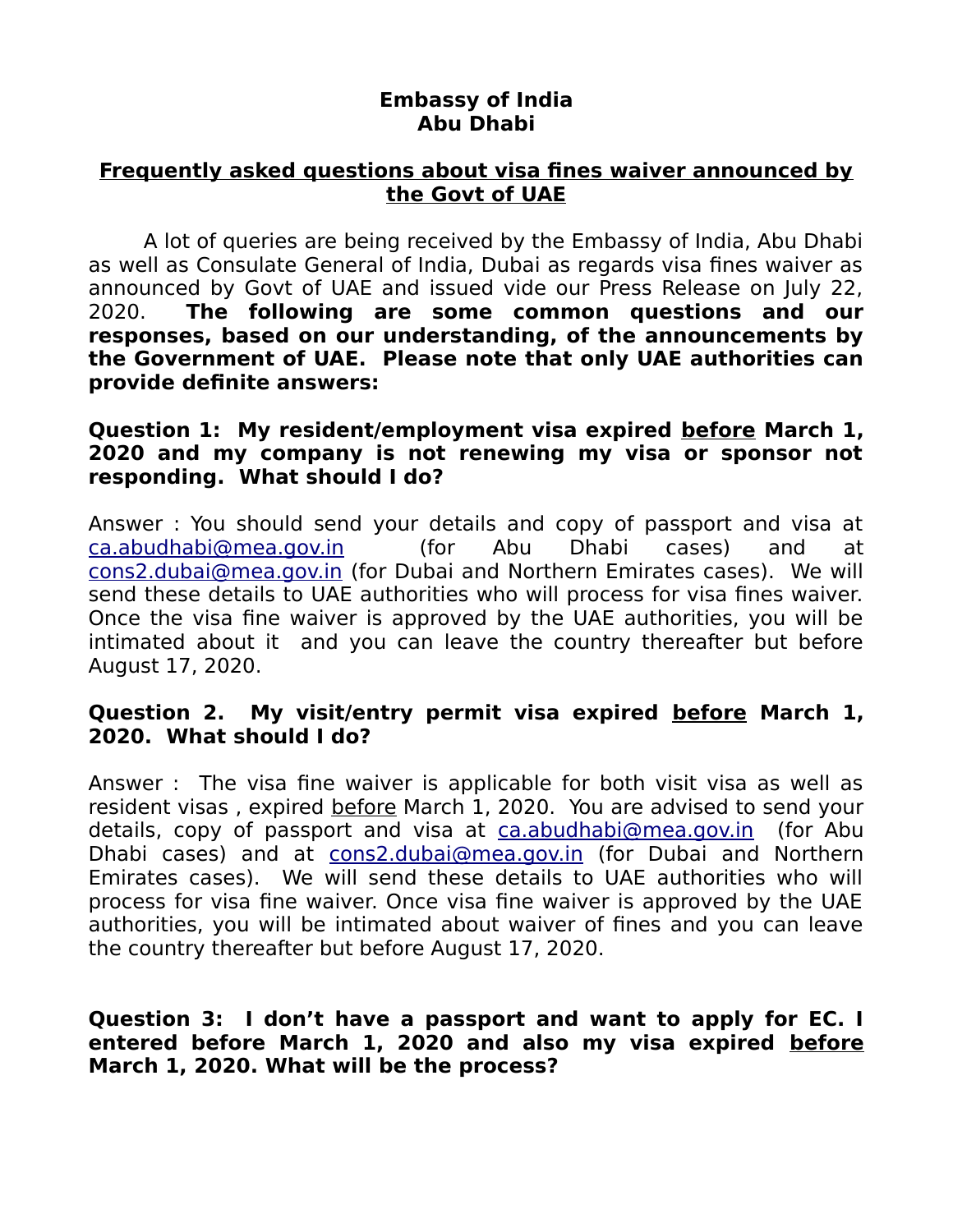**Embassy of India**
**Abu Dhabi**

## Frequently asked questions about visa fines waiver announced by the Govt of UAE

A lot of queries are being received by the Embassy of India, Abu Dhabi as well as Consulate General of India, Dubai as regards visa fines waiver as announced by Govt of UAE and issued vide our Press Release on July 22, 2020. **The following are some common questions and our responses, based on our understanding, of the announcements by the Government of UAE. Please note that only UAE authorities can provide definite answers:**

**Question 1: My resident/employment visa expired before March 1, 2020 and my company is not renewing my visa or sponsor not responding. What should I do?**

Answer : You should send your details and copy of passport and visa at ca.abudhabi@mea.gov.in (for Abu Dhabi cases) and at cons2.dubai@mea.gov.in (for Dubai and Northern Emirates cases). We will send these details to UAE authorities who will process for visa fines waiver. Once the visa fine waiver is approved by the UAE authorities, you will be intimated about it and you can leave the country thereafter but before August 17, 2020.

**Question 2. My visit/entry permit visa expired before March 1, 2020. What should I do?**

Answer : The visa fine waiver is applicable for both visit visa as well as resident visas , expired before March 1, 2020. You are advised to send your details, copy of passport and visa at ca.abudhabi@mea.gov.in (for Abu Dhabi cases) and at cons2.dubai@mea.gov.in (for Dubai and Northern Emirates cases). We will send these details to UAE authorities who will process for visa fine waiver. Once visa fine waiver is approved by the UAE authorities, you will be intimated about waiver of fines and you can leave the country thereafter but before August 17, 2020.

**Question 3: I don't have a passport and want to apply for EC. I entered before March 1, 2020 and also my visa expired before March 1, 2020. What will be the process?**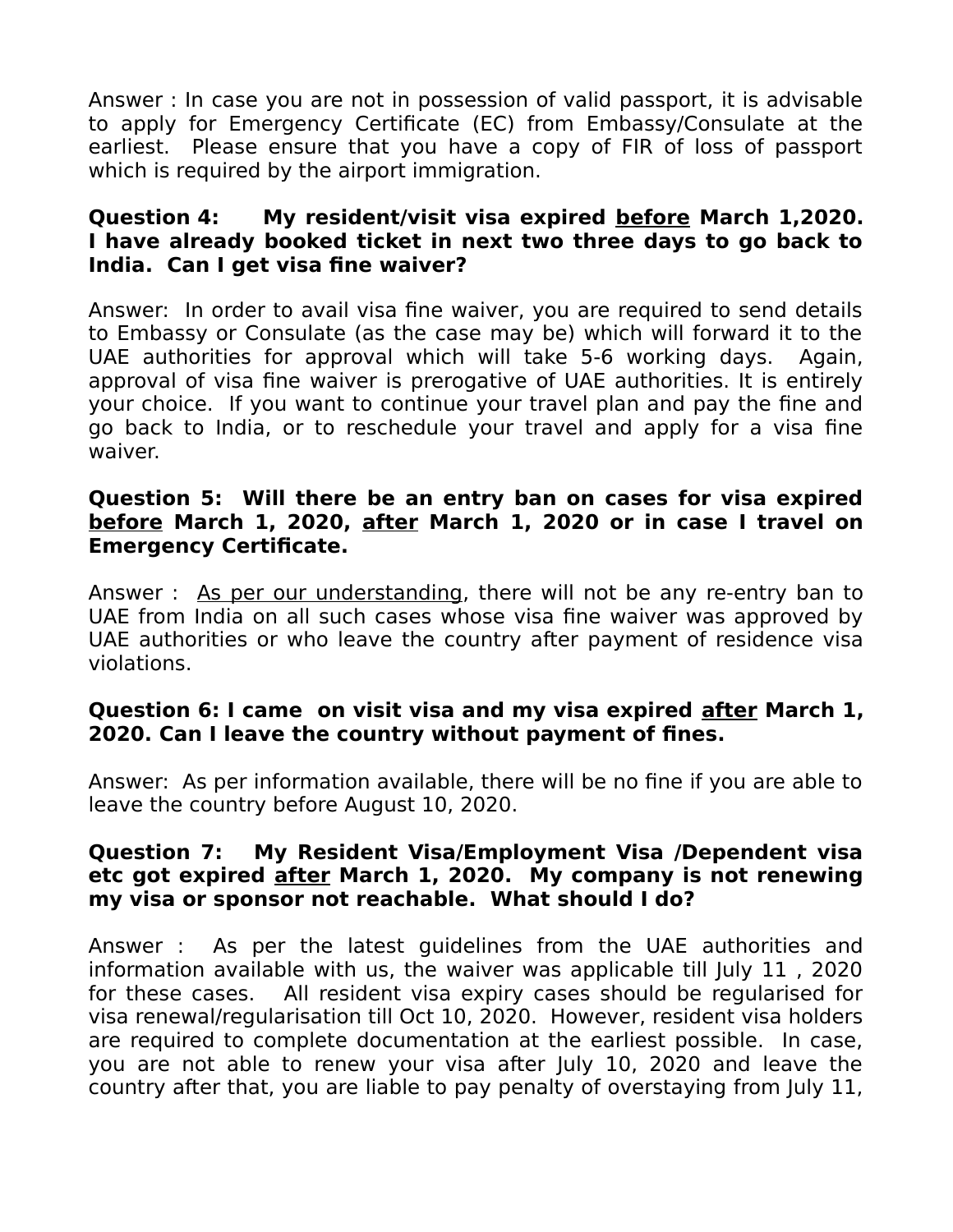Answer : In case you are not in possession of valid passport, it is advisable to apply for Emergency Certificate (EC) from Embassy/Consulate at the earliest. Please ensure that you have a copy of FIR of loss of passport which is required by the airport immigration.

**Question 4: My resident/visit visa expired <u>before</u> March 1,2020. I have already booked ticket in next two three days to go back to India. Can I get visa fine waiver?**

Answer: In order to avail visa fine waiver, you are required to send details to Embassy or Consulate (as the case may be) which will forward it to the UAE authorities for approval which will take 5-6 working days. Again, approval of visa fine waiver is prerogative of UAE authorities. It is entirely your choice. If you want to continue your travel plan and pay the fine and go back to India, or to reschedule your travel and apply for a visa fine waiver.

**Question 5: Will there be an entry ban on cases for visa expired <u>before</u> March 1, 2020, <u>after</u> March 1, 2020 or in case I travel on Emergency Certificate.**

Answer : <u>As per our understanding</u>, there will not be any re-entry ban to UAE from India on all such cases whose visa fine waiver was approved by UAE authorities or who leave the country after payment of residence visa violations.

**Question 6: I came on visit visa and my visa expired <u>after</u> March 1, 2020. Can I leave the country without payment of fines.**

Answer: As per information available, there will be no fine if you are able to leave the country before August 10, 2020.

**Question 7: My Resident Visa/Employment Visa /Dependent visa etc got expired <u>after</u> March 1, 2020. My company is not renewing my visa or sponsor not reachable. What should I do?**

Answer : As per the latest guidelines from the UAE authorities and information available with us, the waiver was applicable till July 11 , 2020 for these cases. All resident visa expiry cases should be regularised for visa renewal/regularisation till Oct 10, 2020. However, resident visa holders are required to complete documentation at the earliest possible. In case, you are not able to renew your visa after July 10, 2020 and leave the country after that, you are liable to pay penalty of overstaying from July 11,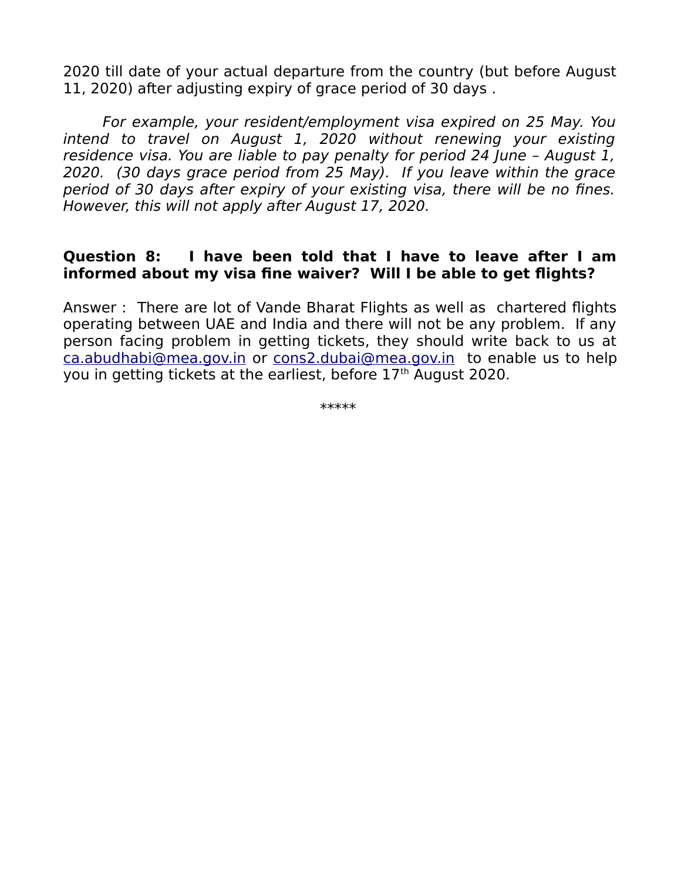2020 till date of your actual departure from the country (but before August 11, 2020) after adjusting expiry of grace period of 30 days .

*For example, your resident/employment visa expired on 25 May. You intend to travel on August 1, 2020 without renewing your existing residence visa. You are liable to pay penalty for period 24 June – August 1, 2020. (30 days grace period from 25 May). If you leave within the grace period of 30 days after expiry of your existing visa, there will be no fines. However, this will not apply after August 17, 2020.*

**Question 8: I have been told that I have to leave after I am informed about my visa fine waiver? Will I be able to get flights?**

Answer : There are lot of Vande Bharat Flights as well as chartered flights operating between UAE and India and there will not be any problem. If any person facing problem in getting tickets, they should write back to us at ca.abudhabi@mea.gov.in or cons2.dubai@mea.gov.in to enable us to help you in getting tickets at the earliest, before 17th August 2020.

*****